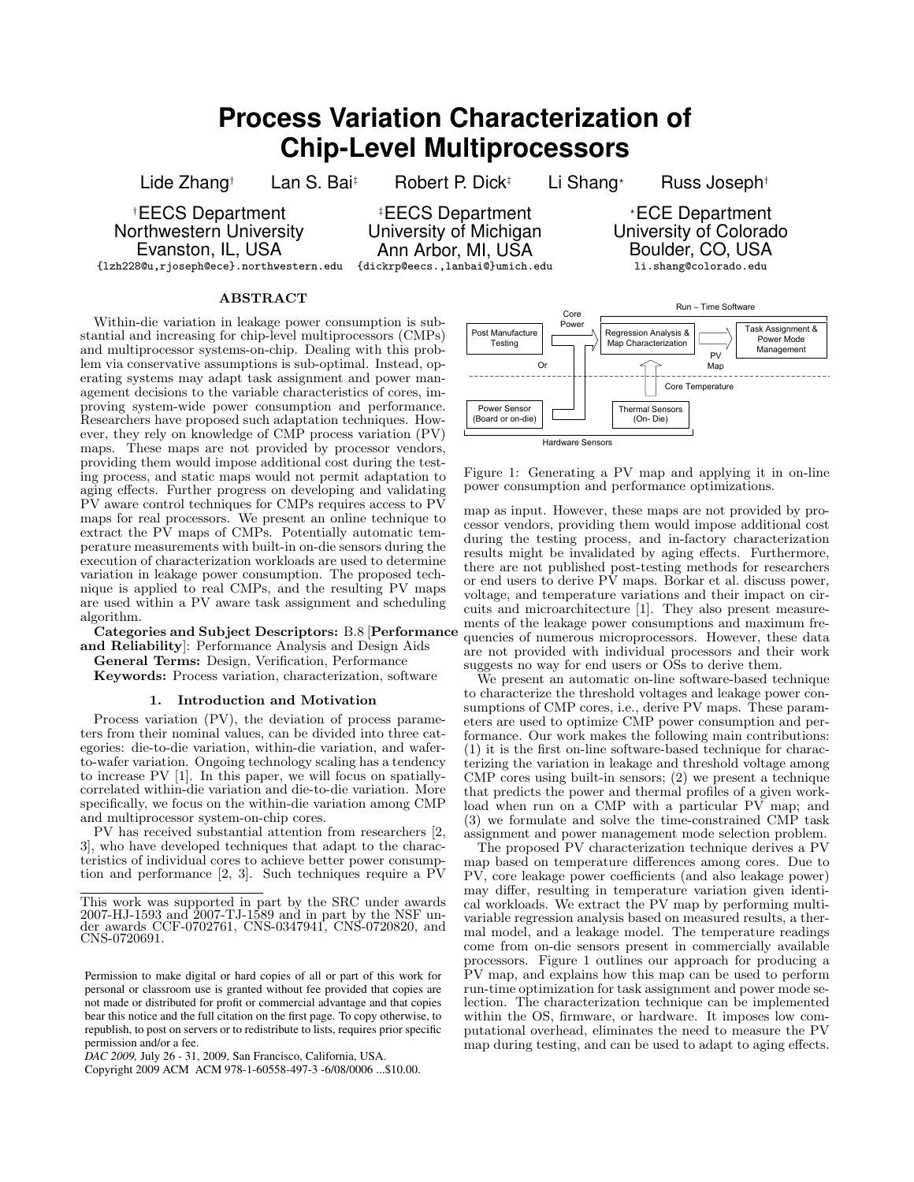# Process Variation Characterization of Chip-Level Multiprocessors

Lide Zhang[†] Lan S. Bai[‡] Robert P. Dick[‡] Li Shang[⋆] Russ Joseph[†]

[†]EECS Department
Northwestern University
Evanston, IL, USA
{lzh228@u,rjoseph@ece}.northwestern.edu

[‡]EECS Department
University of Michigan
Ann Arbor, MI, USA
{dickrp@eecs.,lanbai@}umich.edu

[⋆]ECE Department
University of Colorado
Boulder, CO, USA
li.shang@colorado.edu

## ABSTRACT

Within-die variation in leakage power consumption is substantial and increasing for chip-level multiprocessors (CMPs) and multiprocessor systems-on-chip. Dealing with this problem via conservative assumptions is sub-optimal. Instead, operating systems may adapt task assignment and power management decisions to the variable characteristics of cores, improving system-wide power consumption and performance. Researchers have proposed such adaptation techniques. However, they rely on knowledge of CMP process variation (PV) maps. These maps are not provided by processor vendors, providing them would impose additional cost during the testing process, and static maps would not permit adaptation to aging effects. Further progress on developing and validating PV aware control techniques for CMPs requires access to PV maps for real processors. We present an online technique to extract the PV maps of CMPs. Potentially automatic temperature measurements with built-in on-die sensors during the execution of characterization workloads are used to determine variation in leakage power consumption. The proposed technique is applied to real CMPs, and the resulting PV maps are used within a PV aware task assignment and scheduling algorithm.

**Categories and Subject Descriptors:** B.8 [**Performance and Reliability**]: Performance Analysis and Design Aids

**General Terms:** Design, Verification, Performance

**Keywords:** Process variation, characterization, software

## 1. Introduction and Motivation

Process variation (PV), the deviation of process parameters from their nominal values, can be divided into three categories: die-to-die variation, within-die variation, and wafer-to-wafer variation. Ongoing technology scaling has a tendency to increase PV [1]. In this paper, we will focus on spatially-correlated within-die variation and die-to-die variation. More specifically, we focus on the within-die variation among CMP and multiprocessor system-on-chip cores.

PV has received substantial attention from researchers [2, 3], who have developed techniques that adapt to the characteristics of individual cores to achieve better power consumption and performance [2, 3]. Such techniques require a PV map as input. However, these maps are not provided by processor vendors, providing them would impose additional cost during the testing process, and in-factory characterization results might be invalidated by aging effects. Furthermore, there are not published post-testing methods for researchers or end users to derive PV maps. Borkar et al. discuss power, voltage, and temperature variations and their impact on circuits and microarchitecture [1]. They also present measurements of the leakage power consumptions and maximum frequencies of numerous microprocessors. However, these data are not provided with individual processors and their work suggests no way for end users or OSs to derive them.

Figure 1: Generating a PV map and applying it in on-line power consumption and performance optimizations.

We present an automatic on-line software-based technique to characterize the threshold voltages and leakage power consumptions of CMP cores, i.e., derive PV maps. These parameters are used to optimize CMP power consumption and performance. Our work makes the following main contributions: (1) it is the first on-line software-based technique for characterizing the variation in leakage and threshold voltage among CMP cores using built-in sensors; (2) we present a technique that predicts the power and thermal profiles of a given workload when run on a CMP with a particular PV map; and (3) we formulate and solve the time-constrained CMP task assignment and power management mode selection problem.

The proposed PV characterization technique derives a PV map based on temperature differences among cores. Due to PV, core leakage power coefficients (and also leakage power) may differ, resulting in temperature variation given identical workloads. We extract the PV map by performing multi-variable regression analysis based on measured results, a thermal model, and a leakage model. The temperature readings come from on-die sensors present in commercially available processors. Figure 1 outlines our approach for producing a PV map, and explains how this map can be used to perform run-time optimization for task assignment and power mode selection. The characterization technique can be implemented within the OS, firmware, or hardware. It imposes low computational overhead, eliminates the need to measure the PV map during testing, and can be used to adapt to aging effects.

This work was supported in part by the SRC under awards 2007-HJ-1593 and 2007-TJ-1589 and in part by the NSF under awards CCF-0702761, CNS-0347941, CNS-0720820, and CNS-0720691.

Permission to make digital or hard copies of all or part of this work for personal or classroom use is granted without fee provided that copies are not made or distributed for profit or commercial advantage and that copies bear this notice and the full citation on the first page. To copy otherwise, to republish, to post on servers or to redistribute to lists, requires prior specific permission and/or a fee.
*DAC 2009*, July 26 - 31, 2009, San Francisco, California, USA.
Copyright 2009 ACM ACM 978-1-60558-497-3 -6/08/0006 ...$10.00.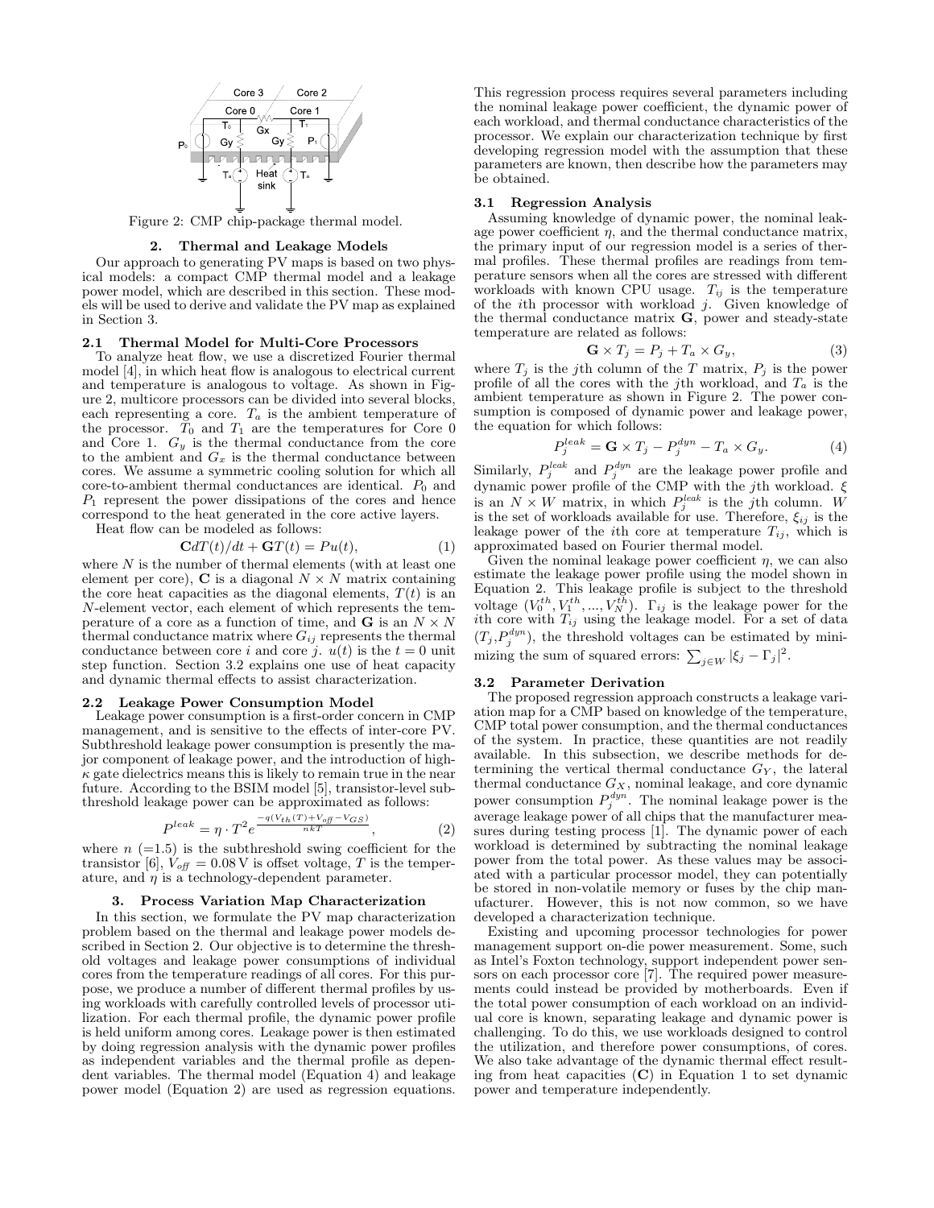Figure 2: CMP chip-package thermal model.

## 2. Thermal and Leakage Models

Our approach to generating PV maps is based on two physical models: a compact CMP thermal model and a leakage power model, which are described in this section. These models will be used to derive and validate the PV map as explained in Section 3.

### 2.1 Thermal Model for Multi-Core Processors

To analyze heat flow, we use a discretized Fourier thermal model [4], in which heat flow is analogous to electrical current and temperature is analogous to voltage. As shown in Figure 2, multicore processors can be divided into several blocks, each representing a core. $T_a$ is the ambient temperature of the processor. $T_0$ and $T_1$ are the temperatures for Core 0 and Core 1. $G_y$ is the thermal conductance from the core to the ambient and $G_x$ is the thermal conductance between cores. We assume a symmetric cooling solution for which all core-to-ambient thermal conductances are identical. $P_0$ and $P_1$ represent the power dissipations of the cores and hence correspond to the heat generated in the core active layers.

Heat flow can be modeled as follows:

$$\mathbf{C}dT(t)/dt + \mathbf{G}T(t) = Pu(t), \tag{1}$$

where $N$ is the number of thermal elements (with at least one element per core), $\mathbf{C}$ is a diagonal $N \times N$ matrix containing the core heat capacities as the diagonal elements, $T(t)$ is an $N$-element vector, each element of which represents the temperature of a core as a function of time, and $\mathbf{G}$ is an $N \times N$ thermal conductance matrix where $G_{ij}$ represents the thermal conductance between core $i$ and core $j$. $u(t)$ is the $t = 0$ unit step function. Section 3.2 explains one use of heat capacity and dynamic thermal effects to assist characterization.

### 2.2 Leakage Power Consumption Model

Leakage power consumption is a first-order concern in CMP management, and is sensitive to the effects of inter-core PV. Subthreshold leakage power consumption is presently the major component of leakage power, and the introduction of high-$\kappa$ gate dielectrics means this is likely to remain true in the near future. According to the BSIM model [5], transistor-level subthreshold leakage power can be approximated as follows:

$$P^{leak} = \eta \cdot T^2 e^{\frac{-q(V_{th}(T)+V_{off}-V_{GS})}{nkT}}, \tag{2}$$

where $n$ (=1.5) is the subthreshold swing coefficient for the transistor [6], $V_{off} = 0.08\,\text{V}$ is offset voltage, $T$ is the temperature, and $\eta$ is a technology-dependent parameter.

## 3. Process Variation Map Characterization

In this section, we formulate the PV map characterization problem based on the thermal and leakage power models described in Section 2. Our objective is to determine the threshold voltages and leakage power consumptions of individual cores from the temperature readings of all cores. For this purpose, we produce a number of different thermal profiles by using workloads with carefully controlled levels of processor utilization. For each thermal profile, the dynamic power profile is held uniform among cores. Leakage power is then estimated by doing regression analysis with the dynamic power profiles as independent variables and the thermal profile as dependent variables. The thermal model (Equation 4) and leakage power model (Equation 2) are used as regression equations. This regression process requires several parameters including the nominal leakage power coefficient, the dynamic power of each workload, and thermal conductance characteristics of the processor. We explain our characterization technique by first developing regression model with the assumption that these parameters are known, then describe how the parameters may be obtained.

### 3.1 Regression Analysis

Assuming knowledge of dynamic power, the nominal leakage power coefficient $\eta$, and the thermal conductance matrix, the primary input of our regression model is a series of thermal profiles. These thermal profiles are readings from temperature sensors when all the cores are stressed with different workloads with known CPU usage. $T_{ij}$ is the temperature of the $i$th processor with workload $j$. Given knowledge of the thermal conductance matrix $\mathbf{G}$, power and steady-state temperature are related as follows:

$$\mathbf{G} \times T_j = P_j + T_a \times G_y, \tag{3}$$

where $T_j$ is the $j$th column of the $T$ matrix, $P_j$ is the power profile of all the cores with the $j$th workload, and $T_a$ is the ambient temperature as shown in Figure 2. The power consumption is composed of dynamic power and leakage power, the equation for which follows:

$$P_j^{leak} = \mathbf{G} \times T_j - P_j^{dyn} - T_a \times G_y. \tag{4}$$

Similarly, $P_j^{leak}$ and $P_j^{dyn}$ are the leakage power profile and dynamic power profile of the CMP with the $j$th workload. $\xi$ is an $N \times W$ matrix, in which $P_j^{leak}$ is the $j$th column. $W$ is the set of workloads available for use. Therefore, $\xi_{ij}$ is the leakage power of the $i$th core at temperature $T_{ij}$, which is approximated based on Fourier thermal model.

Given the nominal leakage power coefficient $\eta$, we can also estimate the leakage power profile using the model shown in Equation 2. This leakage profile is subject to the threshold voltage $(V_0^{th}, V_1^{th}, ..., V_N^{th})$. $\Gamma_{ij}$ is the leakage power for the $i$th core with $T_{ij}$ using the leakage model. For a set of data $(T_j, P_j^{dyn})$, the threshold voltages can be estimated by minimizing the sum of squared errors: $\sum_{j \in W} |\xi_j - \Gamma_j|^2$.

### 3.2 Parameter Derivation

The proposed regression approach constructs a leakage variation map for a CMP based on knowledge of the temperature, CMP total power consumption, and the thermal conductances of the system. In practice, these quantities are not readily available. In this subsection, we describe methods for determining the vertical thermal conductance $G_Y$, the lateral thermal conductance $G_X$, nominal leakage, and core dynamic power consumption $P_j^{dyn}$. The nominal leakage power is the average leakage power of all chips that the manufacturer measures during testing process [1]. The dynamic power of each workload is determined by subtracting the nominal leakage power from the total power. As these values may be associated with a particular processor model, they can potentially be stored in non-volatile memory or fuses by the chip manufacturer. However, this is not now common, so we have developed a characterization technique.

Existing and upcoming processor technologies for power management support on-die power measurement. Some, such as Intel's Foxton technology, support independent power sensors on each processor core [7]. The required power measurements could instead be provided by motherboards. Even if the total power consumption of each workload on an individual core is known, separating leakage and dynamic power is challenging. To do this, we use workloads designed to control the utilization, and therefore power consumptions, of cores. We also take advantage of the dynamic thermal effect resulting from heat capacities ($\mathbf{C}$) in Equation 1 to set dynamic power and temperature independently.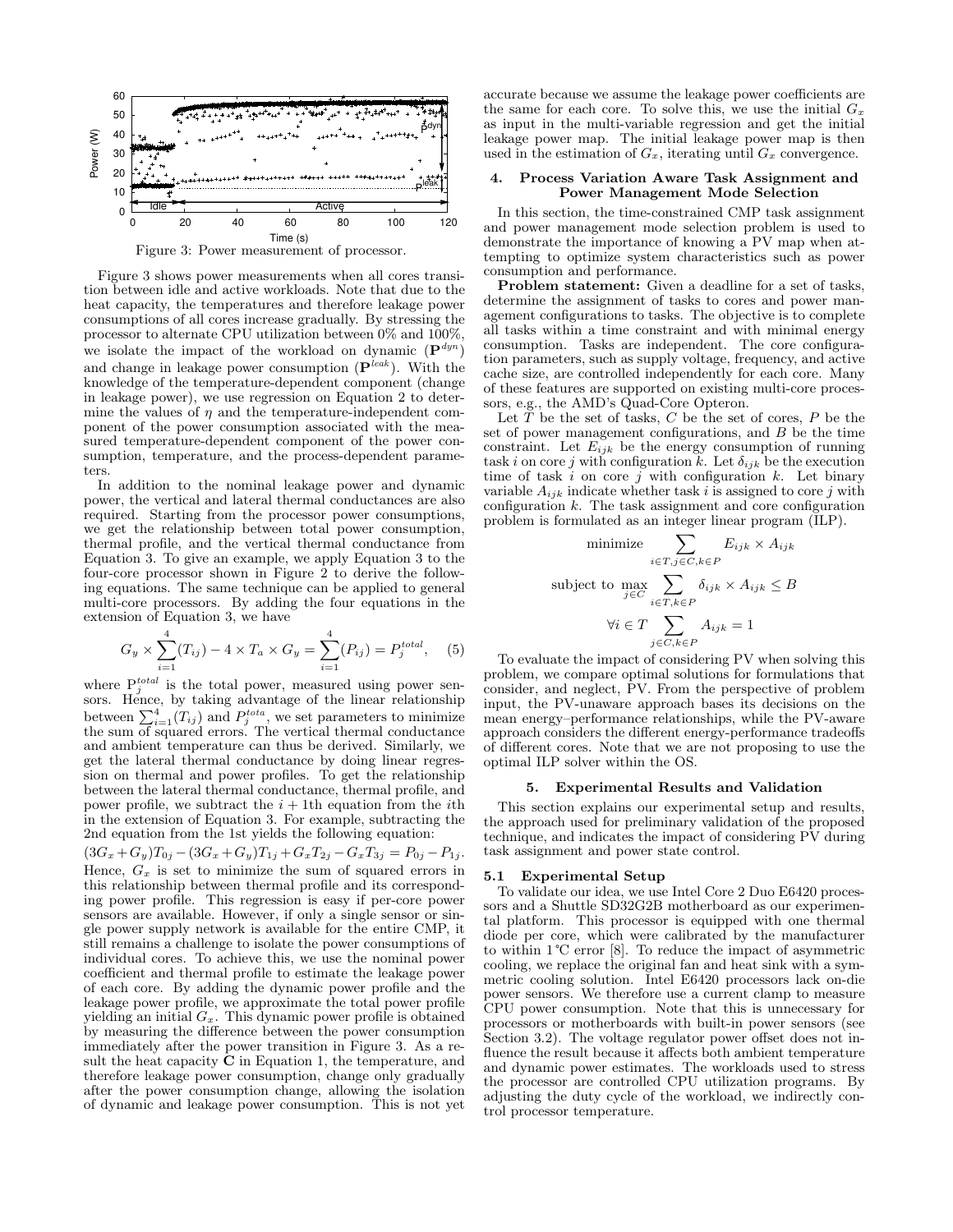Figure 3: Power measurement of processor.

Figure 3 shows power measurements when all cores transition between idle and active workloads. Note that due to the heat capacity, the temperatures and therefore leakage power consumptions of all cores increase gradually. By stressing the processor to alternate CPU utilization between 0% and 100%, we isolate the impact of the workload on dynamic ($\mathbf{P}^{dyn}$) and change in leakage power consumption ($\mathbf{P}^{leak}$). With the knowledge of the temperature-dependent component (change in leakage power), we use regression on Equation 2 to determine the values of $\eta$ and the temperature-independent component of the power consumption associated with the measured temperature-dependent component of the power consumption, temperature, and the process-dependent parameters.

In addition to the nominal leakage power and dynamic power, the vertical and lateral thermal conductances are also required. Starting from the processor power consumptions, we get the relationship between total power consumption, thermal profile, and the vertical thermal conductance from Equation 3. To give an example, we apply Equation 3 to the four-core processor shown in Figure 2 to derive the following equations. The same technique can be applied to general multi-core processors. By adding the four equations in the extension of Equation 3, we have

$$G_y \times \sum_{i=1}^{4}(T_{ij}) - 4 \times T_a \times G_y = \sum_{i=1}^{4}(P_{ij}) = P_j^{total}, \quad (5)$$

where $P_j^{total}$ is the total power, measured using power sensors. Hence, by taking advantage of the linear relationship between $\sum_{i=1}^{4}(T_{ij})$ and $P_j^{tota}$, we set parameters to minimize the sum of squared errors. The vertical thermal conductance and ambient temperature can thus be derived. Similarly, we get the lateral thermal conductance by doing linear regression on thermal and power profiles. To get the relationship between the lateral thermal conductance, thermal profile, and power profile, we subtract the $i+1$th equation from the $i$th in the extension of Equation 3. For example, subtracting the 2nd equation from the 1st yields the following equation:

$(3G_x+G_y)T_{0j} - (3G_x+G_y)T_{1j} + G_xT_{2j} - G_xT_{3j} = P_{0j} - P_{1j}$. Hence, $G_x$ is set to minimize the sum of squared errors in this relationship between thermal profile and its corresponding power profile. This regression is easy if per-core power sensors are available. However, if only a single sensor or single power supply network is available for the entire CMP, it still remains a challenge to isolate the power consumptions of individual cores. To achieve this, we use the nominal power coefficient and thermal profile to estimate the leakage power of each core. By adding the dynamic power profile and the leakage power profile, we approximate the total power profile yielding an initial $G_x$. This dynamic power profile is obtained by measuring the difference between the power consumption immediately after the power transition in Figure 3. As a result the heat capacity $\mathbf{C}$ in Equation 1, the temperature, and therefore leakage power consumption, change only gradually after the power consumption change, allowing the isolation of dynamic and leakage power consumption. This is not yet accurate because we assume the leakage power coefficients are the same for each core. To solve this, we use the initial $G_x$ as input in the multi-variable regression and get the initial leakage power map. The initial leakage power map is then used in the estimation of $G_x$, iterating until $G_x$ convergence.

## 4. Process Variation Aware Task Assignment and Power Management Mode Selection

In this section, the time-constrained CMP task assignment and power management mode selection problem is used to demonstrate the importance of knowing a PV map when attempting to optimize system characteristics such as power consumption and performance.

**Problem statement:** Given a deadline for a set of tasks, determine the assignment of tasks to cores and power management configurations to tasks. The objective is to complete all tasks within a time constraint and with minimal energy consumption. Tasks are independent. The core configuration parameters, such as supply voltage, frequency, and active cache size, are controlled independently for each core. Many of these features are supported on existing multi-core processors, e.g., the AMD's Quad-Core Opteron.

Let $T$ be the set of tasks, $C$ be the set of cores, $P$ be the set of power management configurations, and $B$ be the time constraint. Let $E_{ijk}$ be the energy consumption of running task $i$ on core $j$ with configuration $k$. Let $\delta_{ijk}$ be the execution time of task $i$ on core $j$ with configuration $k$. Let binary variable $A_{ijk}$ indicate whether task $i$ is assigned to core $j$ with configuration $k$. The task assignment and core configuration problem is formulated as an integer linear program (ILP).

$$\text{minimize} \sum_{i\in T, j\in C, k\in P} E_{ijk} \times A_{ijk}$$

$$\text{subject to } \max_{j\in C} \sum_{i\in T, k\in P} \delta_{ijk} \times A_{ijk} \leq B$$

$$\forall i \in T \sum_{j\in C, k\in P} A_{ijk} = 1$$

To evaluate the impact of considering PV when solving this problem, we compare optimal solutions for formulations that consider, and neglect, PV. From the perspective of problem input, the PV-unaware approach bases its decisions on the mean energy–performance relationships, while the PV-aware approach considers the different energy-performance tradeoffs of different cores. Note that we are not proposing to use the optimal ILP solver within the OS.

## 5. Experimental Results and Validation

This section explains our experimental setup and results, the approach used for preliminary validation of the proposed technique, and indicates the impact of considering PV during task assignment and power state control.

### 5.1 Experimental Setup

To validate our idea, we use Intel Core 2 Duo E6420 processors and a Shuttle SD32G2B motherboard as our experimental platform. This processor is equipped with one thermal diode per core, which were calibrated by the manufacturer to within 1 °C error [8]. To reduce the impact of asymmetric cooling, we replace the original fan and heat sink with a symmetric cooling solution. Intel E6420 processors lack on-die power sensors. We therefore use a current clamp to measure CPU power consumption. Note that this is unnecessary for processors or motherboards with built-in power sensors (see Section 3.2). The voltage regulator power offset does not influence the result because it affects both ambient temperature and dynamic power estimates. The workloads used to stress the processor are controlled CPU utilization programs. By adjusting the duty cycle of the workload, we indirectly control processor temperature.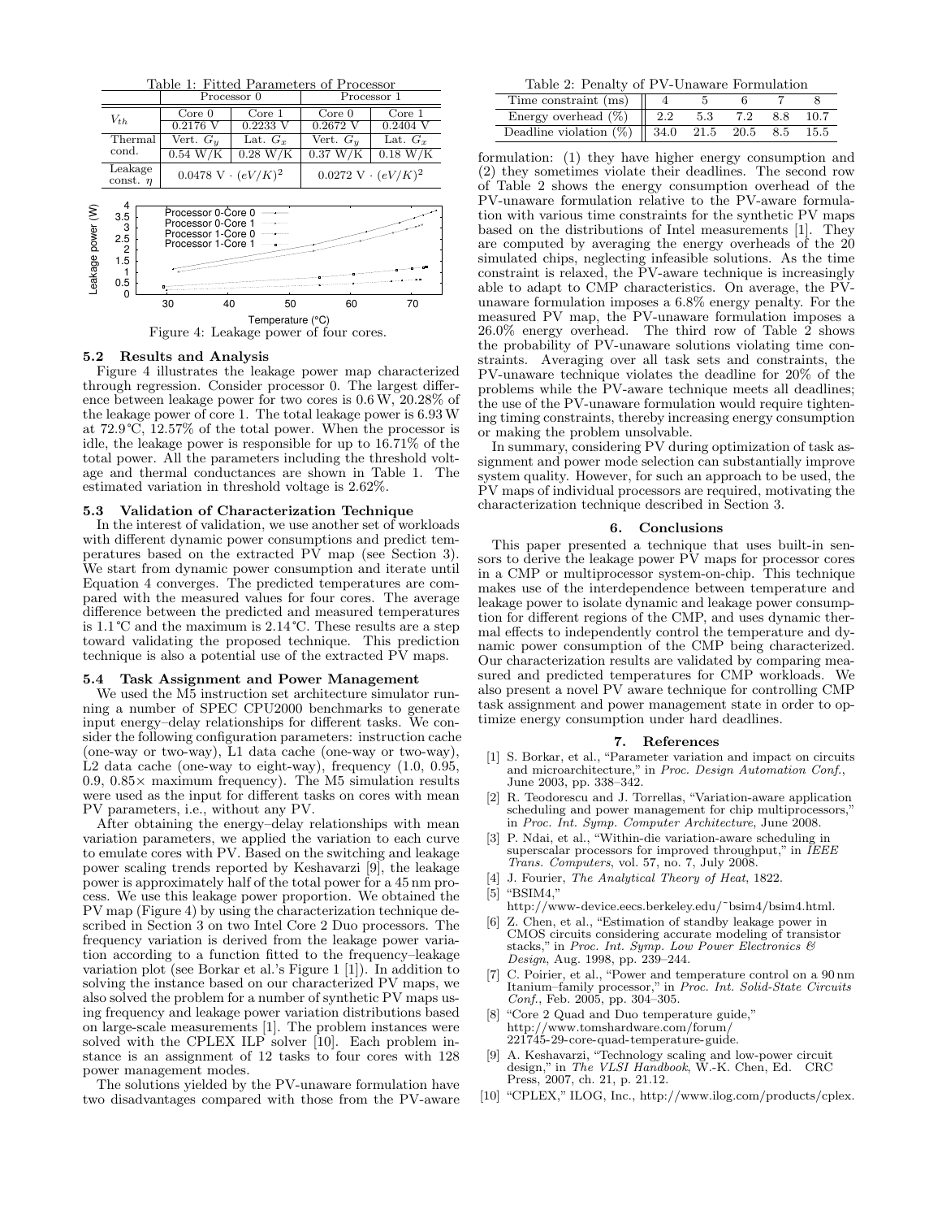Table 1: Fitted Parameters of Processor

| | Processor 0 | | Processor 1 | |
|---|---|---|---|---|
| $V_{th}$ | Core 0 | Core 1 | Core 0 | Core 1 |
| | 0.2176 V | 0.2233 V | 0.2672 V | 0.2404 V |
| Thermal cond. | Vert. $G_y$ | Lat. $G_x$ | Vert. $G_y$ | Lat. $G_x$ |
| | 0.54 W/K | 0.28 W/K | 0.37 W/K | 0.18 W/K |
| Leakage const. $\eta$ | $0.0478\ \mathrm{V} \cdot (eV/K)^2$ | | $0.0272\ \mathrm{V} \cdot (eV/K)^2$ | |

Leakage power (W)
4
3.5
3
2.5
2
1.5
1
0.5
0
30 40 50 60 70
Temperature (°C)
Processor 0-Core 0
Processor 0-Core 1
Processor 1-Core 0
Processor 1-Core 1

Figure 4: Leakage power of four cores.

### 5.2 Results and Analysis

Figure 4 illustrates the leakage power map characterized through regression. Consider processor 0. The largest difference between leakage power for two cores is 0.6 W, 20.28% of the leakage power of core 1. The total leakage power is 6.93 W at 72.9 °C, 12.57% of the total power. When the processor is idle, the leakage power is responsible for up to 16.71% of the total power. All the parameters including the threshold voltage and thermal conductances are shown in Table 1. The estimated variation in threshold voltage is 2.62%.

### 5.3 Validation of Characterization Technique

In the interest of validation, we use another set of workloads with different dynamic power consumptions and predict temperatures based on the extracted PV map (see Section 3). We start from dynamic power consumption and iterate until Equation 4 converges. The predicted temperatures are compared with the measured values for four cores. The average difference between the predicted and measured temperatures is 1.1 °C and the maximum is 2.14 °C. These results are a step toward validating the proposed technique. This prediction technique is also a potential use of the extracted PV maps.

### 5.4 Task Assignment and Power Management

We used the M5 instruction set architecture simulator running a number of SPEC CPU2000 benchmarks to generate input energy–delay relationships for different tasks. We consider the following configuration parameters: instruction cache (one-way or two-way), L1 data cache (one-way or two-way), L2 data cache (one-way to eight-way), frequency (1.0, 0.95, 0.9, 0.85× maximum frequency). The M5 simulation results were used as the input for different tasks on cores with mean PV parameters, i.e., without any PV.

After obtaining the energy–delay relationships with mean variation parameters, we applied the variation to each curve to emulate cores with PV. Based on the switching and leakage power scaling trends reported by Keshavarzi [9], the leakage power is approximately half of the total power for a 45 nm process. We use this leakage power proportion. We obtained the PV map (Figure 4) by using the characterization technique described in Section 3 on two Intel Core 2 Duo processors. The frequency variation is derived from the leakage power variation according to a function fitted to the frequency–leakage variation plot (see Borkar et al.'s Figure 1 [1]). In addition to solving the instance based on our characterized PV maps, we also solved the problem for a number of synthetic PV maps using frequency and leakage power variation distributions based on large-scale measurements [1]. The problem instances were solved with the CPLEX ILP solver [10]. Each problem instance is an assignment of 12 tasks to four cores with 128 power management modes.

The solutions yielded by the PV-unaware formulation have two disadvantages compared with those from the PV-aware formulation: (1) they have higher energy consumption and (2) they sometimes violate their deadlines. The second row of Table 2 shows the energy consumption overhead of the PV-unaware formulation relative to the PV-aware formulation with various time constraints for the synthetic PV maps based on the distributions of Intel measurements [1]. They are computed by averaging the energy overheads of the 20 simulated chips, neglecting infeasible solutions. As the time constraint is relaxed, the PV-aware technique is increasingly able to adapt to CMP characteristics. On average, the PV-unaware formulation imposes a 6.8% energy penalty. For the measured PV map, the PV-unaware formulation imposes a 26.0% energy overhead. The third row of Table 2 shows the probability of PV-unaware solutions violating time constraints. Averaging over all task sets and constraints, the PV-unaware technique violates the deadline for 20% of the problems while the PV-aware technique meets all deadlines; the use of the PV-unaware formulation would require tightening timing constraints, thereby increasing energy consumption or making the problem unsolvable.

Table 2: Penalty of PV-Unaware Formulation

| Time constraint (ms) | 4 | 5 | 6 | 7 | 8 |
|---|---|---|---|---|---|
| Energy overhead (%) | 2.2 | 5.3 | 7.2 | 8.8 | 10.7 |
| Deadline violation (%) | 34.0 | 21.5 | 20.5 | 8.5 | 15.5 |

In summary, considering PV during optimization of task assignment and power mode selection can substantially improve system quality. However, for such an approach to be used, the PV maps of individual processors are required, motivating the characterization technique described in Section 3.

## 6. Conclusions

This paper presented a technique that uses built-in sensors to derive the leakage power PV maps for processor cores in a CMP or multiprocessor system-on-chip. This technique makes use of the interdependence between temperature and leakage power to isolate dynamic and leakage power consumption for different regions of the CMP, and uses dynamic thermal effects to independently control the temperature and dynamic power consumption of the CMP being characterized. Our characterization results are validated by comparing measured and predicted temperatures for CMP workloads. We also present a novel PV aware technique for controlling CMP task assignment and power management state in order to optimize energy consumption under hard deadlines.

## 7. References

[1] S. Borkar, et al., "Parameter variation and impact on circuits and microarchitecture," in *Proc. Design Automation Conf.*, June 2003, pp. 338–342.

[2] R. Teodorescu and J. Torrellas, "Variation-aware application scheduling and power management for chip multiprocessors," in *Proc. Int. Symp. Computer Architecture*, June 2008.

[3] P. Ndai, et al., "Within-die variation-aware scheduling in superscalar processors for improved throughput," in *IEEE Trans. Computers*, vol. 57, no. 7, July 2008.

[4] J. Fourier, *The Analytical Theory of Heat*, 1822.

[5] "BSIM4," http://www-device.eecs.berkeley.edu/~bsim4/bsim4.html.

[6] Z. Chen, et al., "Estimation of standby leakage power in CMOS circuits considering accurate modeling of transistor stacks," in *Proc. Int. Symp. Low Power Electronics & Design*, Aug. 1998, pp. 239–244.

[7] C. Poirier, et al., "Power and temperature control on a 90 nm Itanium–family processor," in *Proc. Int. Solid-State Circuits Conf.*, Feb. 2005, pp. 304–305.

[8] "Core 2 Quad and Duo temperature guide," http://www.tomshardware.com/forum/221745-29-core-quad-temperature-guide.

[9] A. Keshavarzi, "Technology scaling and low-power circuit design," in *The VLSI Handbook*, W.-K. Chen, Ed. CRC Press, 2007, ch. 21, p. 21.12.

[10] "CPLEX," ILOG, Inc., http://www.ilog.com/products/cplex.